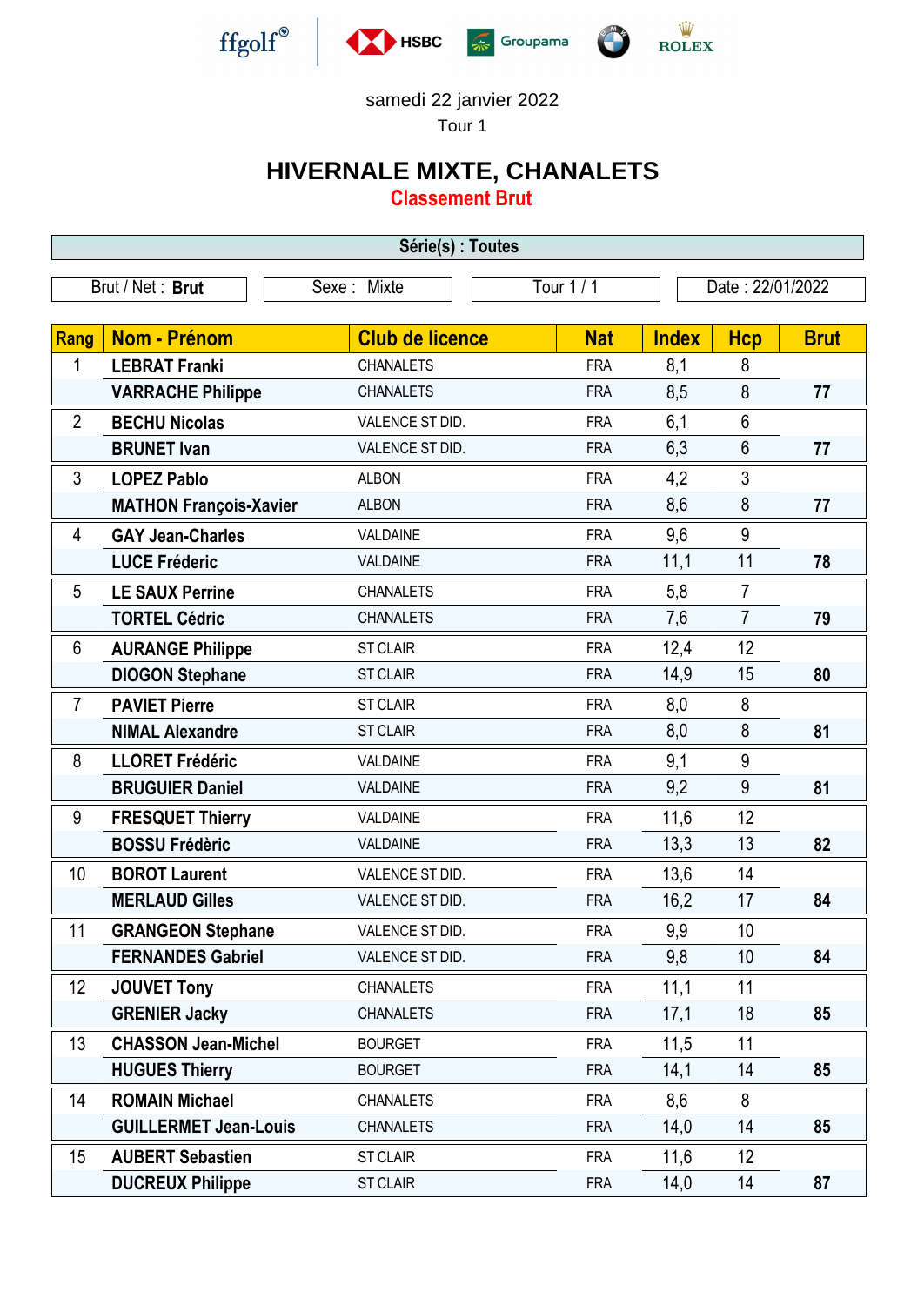samedi 22 janvier 2022

Tour 1

# HIVERNALE MIXTE, CHANALETS

## Classement Brut

**Série(s) : Toutes**

| Brut / Net : **Brut** | Sexe : Mixte | Tour 1 / 1 | Date : 22/01/2022 |
|---|---|---|---|

| Rang | Nom - Prénom | Club de licence | Nat | Index | Hcp | Brut |
|---|---|---|---|---|---|---|
| 1 | **LEBRAT Franki** | CHANALETS | FRA | 8,1 | 8 | |
| | **VARRACHE Philippe** | CHANALETS | FRA | 8,5 | 8 | **77** |
| 2 | **BECHU Nicolas** | VALENCE ST DID. | FRA | 6,1 | 6 | |
| | **BRUNET Ivan** | VALENCE ST DID. | FRA | 6,3 | 6 | **77** |
| 3 | **LOPEZ Pablo** | ALBON | FRA | 4,2 | 3 | |
| | **MATHON François-Xavier** | ALBON | FRA | 8,6 | 8 | **77** |
| 4 | **GAY Jean-Charles** | VALDAINE | FRA | 9,6 | 9 | |
| | **LUCE Fréderic** | VALDAINE | FRA | 11,1 | 11 | **78** |
| 5 | **LE SAUX Perrine** | CHANALETS | FRA | 5,8 | 7 | |
| | **TORTEL Cédric** | CHANALETS | FRA | 7,6 | 7 | **79** |
| 6 | **AURANGE Philippe** | ST CLAIR | FRA | 12,4 | 12 | |
| | **DIOGON Stephane** | ST CLAIR | FRA | 14,9 | 15 | **80** |
| 7 | **PAVIET Pierre** | ST CLAIR | FRA | 8,0 | 8 | |
| | **NIMAL Alexandre** | ST CLAIR | FRA | 8,0 | 8 | **81** |
| 8 | **LLORET Frédéric** | VALDAINE | FRA | 9,1 | 9 | |
| | **BRUGUIER Daniel** | VALDAINE | FRA | 9,2 | 9 | **81** |
| 9 | **FRESQUET Thierry** | VALDAINE | FRA | 11,6 | 12 | |
| | **BOSSU Frédèric** | VALDAINE | FRA | 13,3 | 13 | **82** |
| 10 | **BOROT Laurent** | VALENCE ST DID. | FRA | 13,6 | 14 | |
| | **MERLAUD Gilles** | VALENCE ST DID. | FRA | 16,2 | 17 | **84** |
| 11 | **GRANGEON Stephane** | VALENCE ST DID. | FRA | 9,9 | 10 | |
| | **FERNANDES Gabriel** | VALENCE ST DID. | FRA | 9,8 | 10 | **84** |
| 12 | **JOUVET Tony** | CHANALETS | FRA | 11,1 | 11 | |
| | **GRENIER Jacky** | CHANALETS | FRA | 17,1 | 18 | **85** |
| 13 | **CHASSON Jean-Michel** | BOURGET | FRA | 11,5 | 11 | |
| | **HUGUES Thierry** | BOURGET | FRA | 14,1 | 14 | **85** |
| 14 | **ROMAIN Michael** | CHANALETS | FRA | 8,6 | 8 | |
| | **GUILLERMET Jean-Louis** | CHANALETS | FRA | 14,0 | 14 | **85** |
| 15 | **AUBERT Sebastien** | ST CLAIR | FRA | 11,6 | 12 | |
| | **DUCREUX Philippe** | ST CLAIR | FRA | 14,0 | 14 | **87** |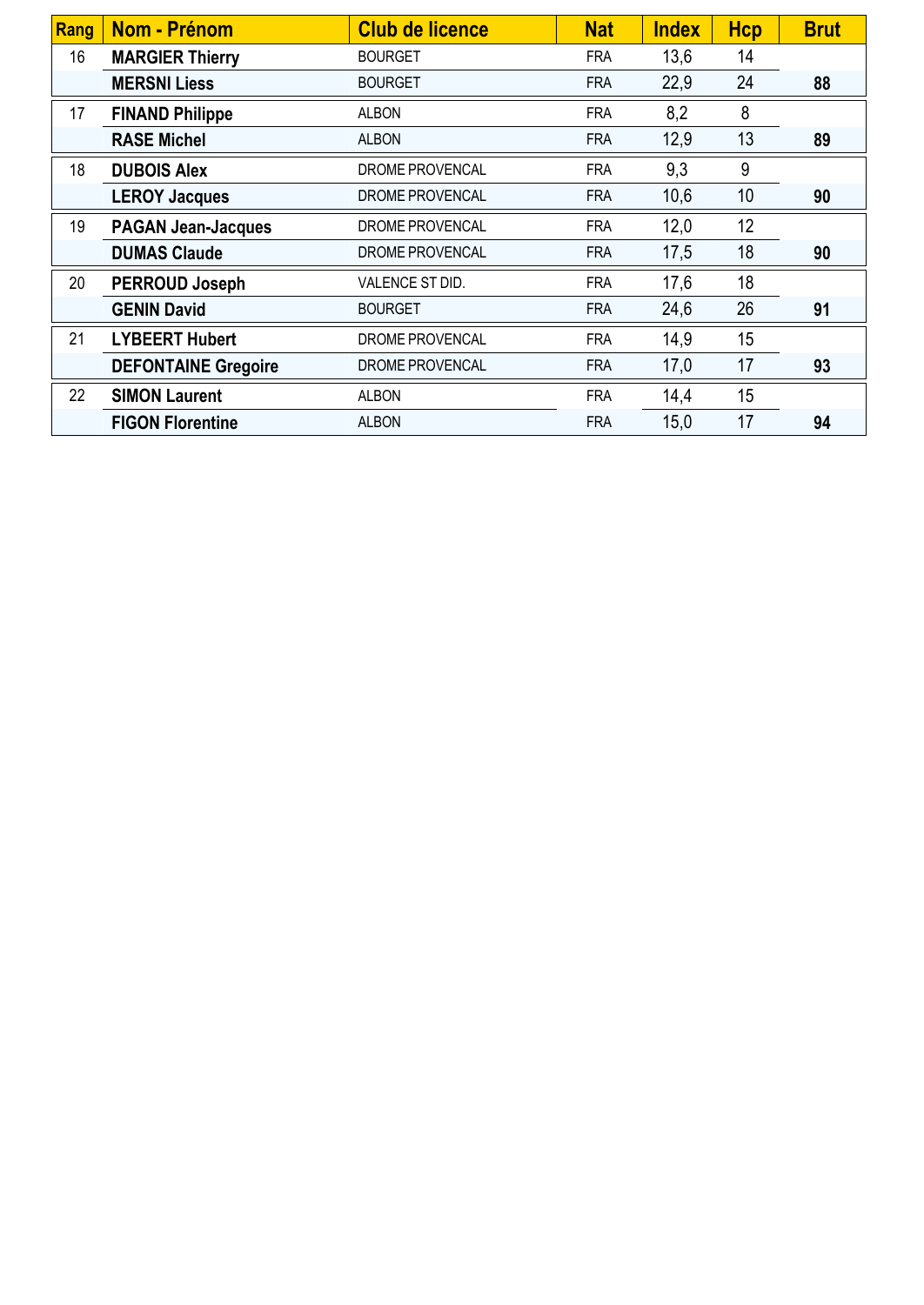| Rang | Nom - Prénom | Club de licence | Nat | Index | Hcp | Brut |
|---|---|---|---|---|---|---|
| 16 | **MARGIER Thierry** | BOURGET | FRA | 13,6 | 14 | |
| | **MERSNI Liess** | BOURGET | FRA | 22,9 | 24 | **88** |
| 17 | **FINAND Philippe** | ALBON | FRA | 8,2 | 8 | |
| | **RASE Michel** | ALBON | FRA | 12,9 | 13 | **89** |
| 18 | **DUBOIS Alex** | DROME PROVENCAL | FRA | 9,3 | 9 | |
| | **LEROY Jacques** | DROME PROVENCAL | FRA | 10,6 | 10 | **90** |
| 19 | **PAGAN Jean-Jacques** | DROME PROVENCAL | FRA | 12,0 | 12 | |
| | **DUMAS Claude** | DROME PROVENCAL | FRA | 17,5 | 18 | **90** |
| 20 | **PERROUD Joseph** | VALENCE ST DID. | FRA | 17,6 | 18 | |
| | **GENIN David** | BOURGET | FRA | 24,6 | 26 | **91** |
| 21 | **LYBEERT Hubert** | DROME PROVENCAL | FRA | 14,9 | 15 | |
| | **DEFONTAINE Gregoire** | DROME PROVENCAL | FRA | 17,0 | 17 | **93** |
| 22 | **SIMON Laurent** | ALBON | FRA | 14,4 | 15 | |
| | **FIGON Florentine** | ALBON | FRA | 15,0 | 17 | **94** |